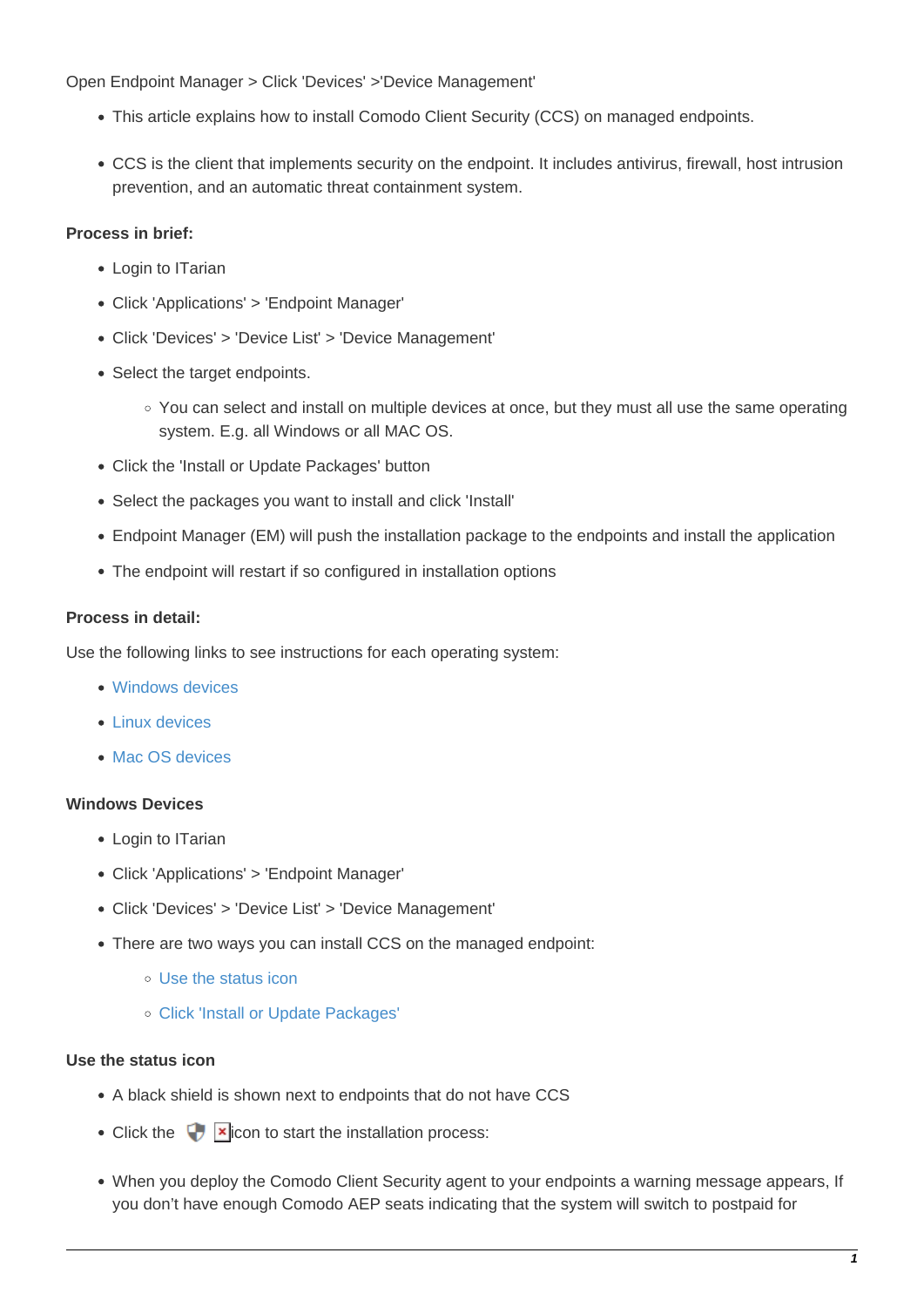Open Endpoint Manager > Click 'Devices' >'Device Management'

- This article explains how to install Comodo Client Security (CCS) on managed endpoints.
- CCS is the client that implements security on the endpoint. It includes antivirus, firewall, host intrusion prevention, and an automatic threat containment system.

**Process in brief:**

- Login to ITarian
- Click 'Applications' > 'Endpoint Manager'
- Click 'Devices' > 'Device List' > 'Device Management'
- Select the target endpoints.
    - You can select and install on multiple devices at once, but they must all use the same operating system. E.g. all Windows or all MAC OS.
- Click the 'Install or Update Packages' button
- Select the packages you want to install and click 'Install'
- Endpoint Manager (EM) will push the installation package to the endpoints and install the application
- The endpoint will restart if so configured in installation options

**Process in detail:**

Use the following links to see instructions for each operating system:

- Windows devices
- Linux devices
- Mac OS devices

**Windows Devices**

- Login to ITarian
- Click 'Applications' > 'Endpoint Manager'
- Click 'Devices' > 'Device List' > 'Device Management'
- There are two ways you can install CCS on the managed endpoint:
    - Use the status icon
    - Click 'Install or Update Packages'

**Use the status icon**

- A black shield is shown next to endpoints that do not have CCS
- Click the icon to start the installation process:
- When you deploy the Comodo Client Security agent to your endpoints a warning message appears, If you don't have enough Comodo AEP seats indicating that the system will switch to postpaid for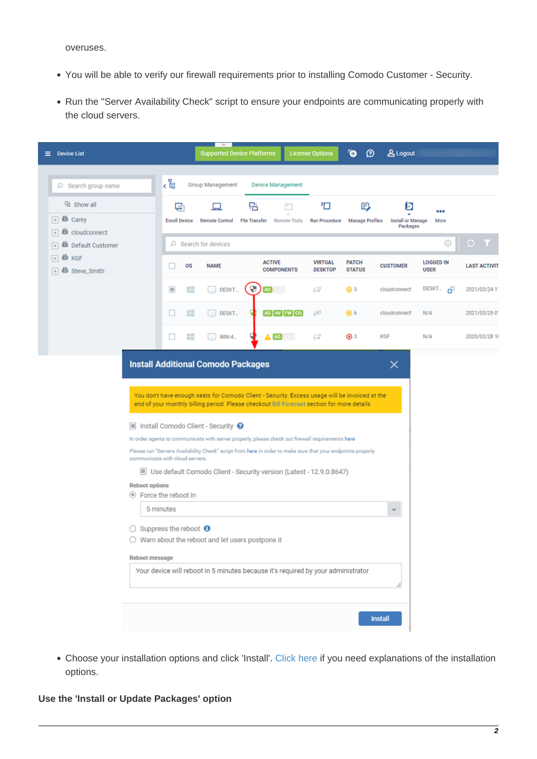overuses.

- You will be able to verify our firewall requirements prior to installing Comodo Customer - Security.
- Run the "Server Availability Check" script to ensure your endpoints are communicating properly with the cloud servers.

- Choose your installation options and click 'Install'. Click here if you need explanations of the installation options.

**Use the 'Install or Update Packages' option**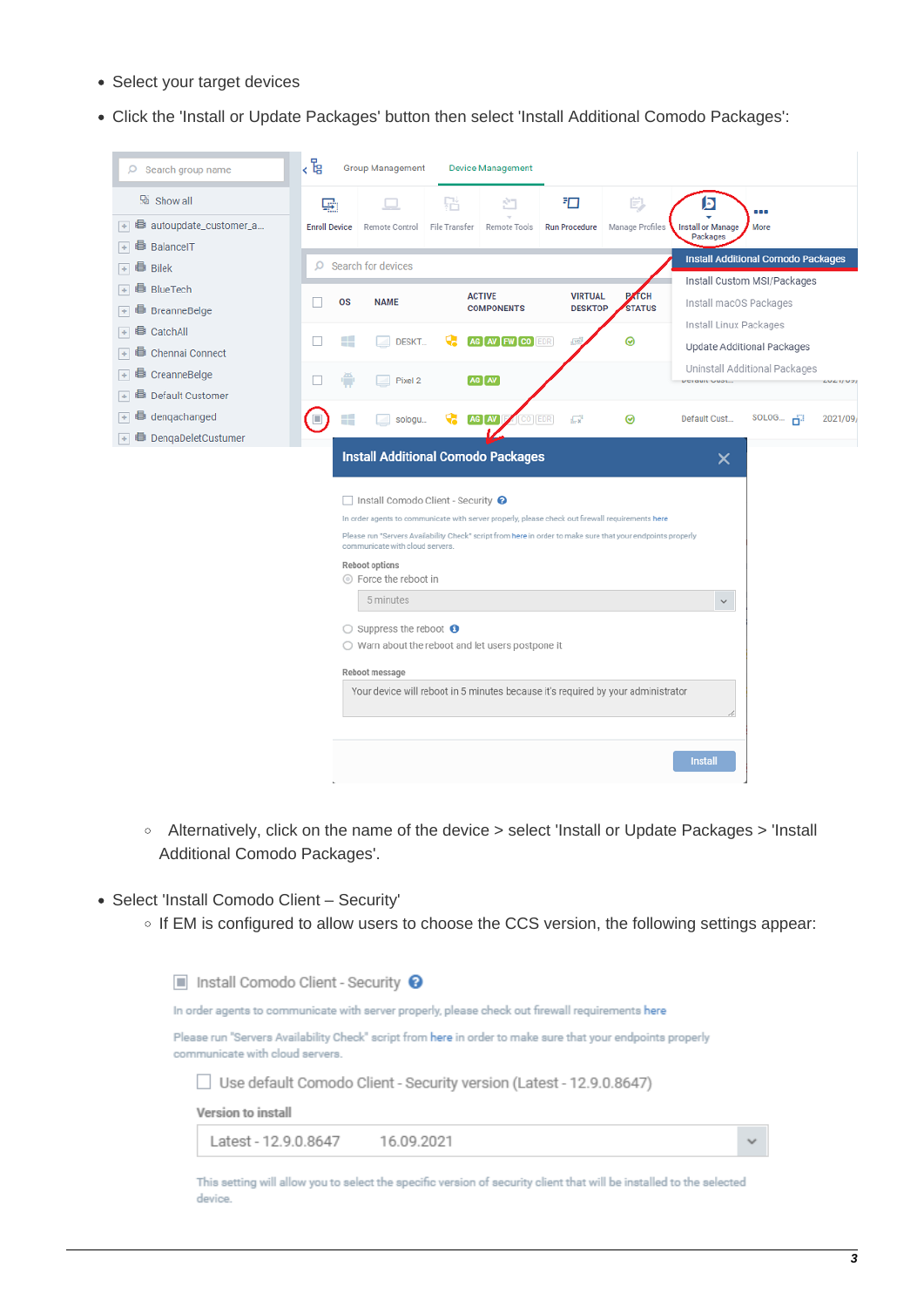- Select your target devices
- Click the 'Install or Update Packages' button then select 'Install Additional Comodo Packages':

  - Alternatively, click on the name of the device > select 'Install or Update Packages > 'Install Additional Comodo Packages'.

- Select 'Install Comodo Client – Security'
  - If EM is configured to allow users to choose the CCS version, the following settings appear: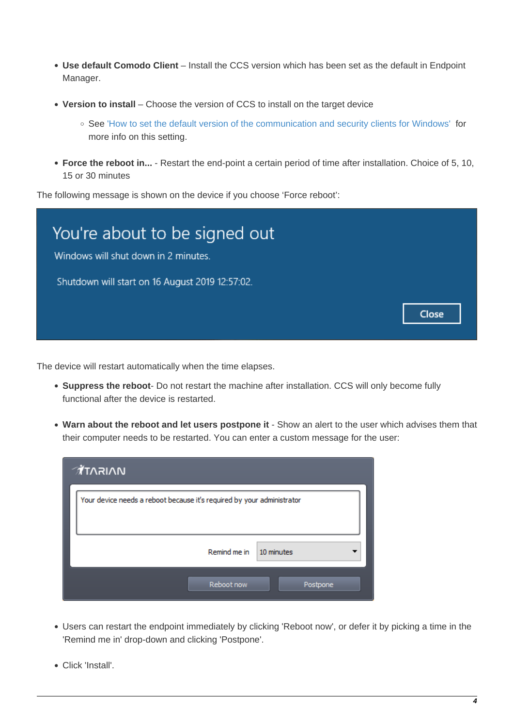- **Use default Comodo Client** – Install the CCS version which has been set as the default in Endpoint Manager.

- **Version to install** – Choose the version of CCS to install on the target device
  - See 'How to set the default version of the communication and security clients for Windows' for more info on this setting.

- **Force the reboot in...** - Restart the end-point a certain period of time after installation. Choice of 5, 10, 15 or 30 minutes

The following message is shown on the device if you choose 'Force reboot':

The device will restart automatically when the time elapses.

- **Suppress the reboot**- Do not restart the machine after installation. CCS will only become fully functional after the device is restarted.

- **Warn about the reboot and let users postpone it** - Show an alert to the user which advises them that their computer needs to be restarted. You can enter a custom message for the user:

- Users can restart the endpoint immediately by clicking 'Reboot now', or defer it by picking a time in the 'Remind me in' drop-down and clicking 'Postpone'.

- Click 'Install'.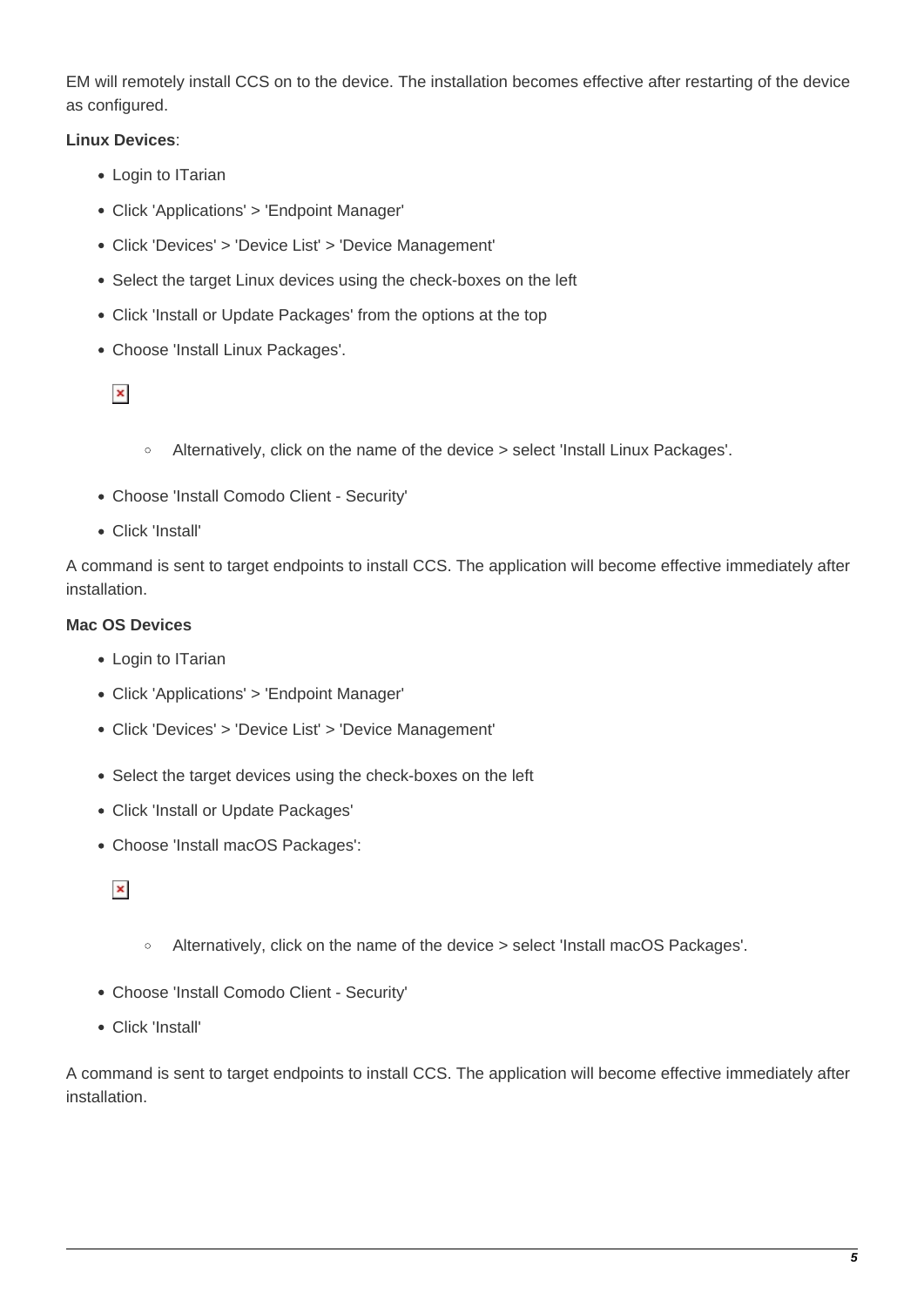EM will remotely install CCS on to the device. The installation becomes effective after restarting of the device as configured.

**Linux Devices**:

- Login to ITarian
- Click 'Applications' > 'Endpoint Manager'
- Click 'Devices' > 'Device List' > 'Device Management'
- Select the target Linux devices using the check-boxes on the left
- Click 'Install or Update Packages' from the options at the top
- Choose 'Install Linux Packages'.
    - Alternatively, click on the name of the device > select 'Install Linux Packages'.
- Choose 'Install Comodo Client - Security'
- Click 'Install'

A command is sent to target endpoints to install CCS. The application will become effective immediately after installation.

**Mac OS Devices**

- Login to ITarian
- Click 'Applications' > 'Endpoint Manager'
- Click 'Devices' > 'Device List' > 'Device Management'
- Select the target devices using the check-boxes on the left
- Click 'Install or Update Packages'
- Choose 'Install macOS Packages':
    - Alternatively, click on the name of the device > select 'Install macOS Packages'.
- Choose 'Install Comodo Client - Security'
- Click 'Install'

A command is sent to target endpoints to install CCS. The application will become effective immediately after installation.